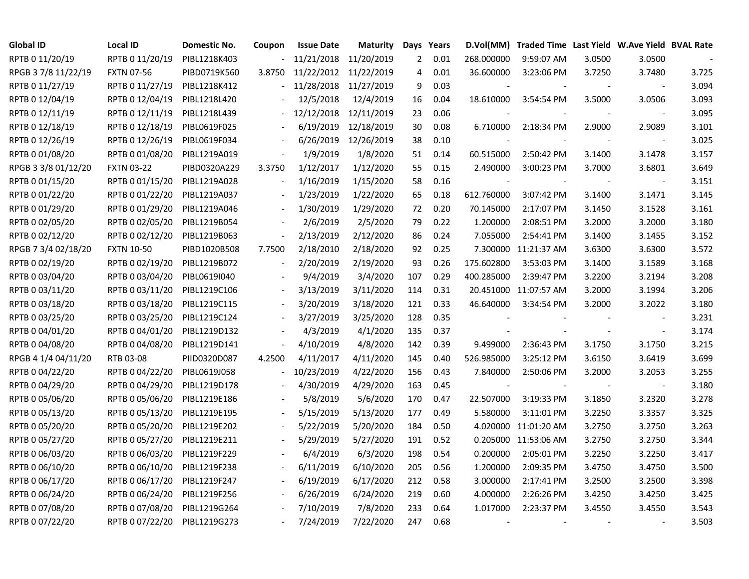| Global ID | Local ID | Domestic No. | Coupon | Issue Date | Maturity | Days | Years | D.Vol(MM) | Traded Time | Last Yield | W.Ave Yield | BVAL Rate |
|---|---|---|---|---|---|---|---|---|---|---|---|---|
| RPTB 0 11/20/19 | RPTB 0 11/20/19 | PIBL1218K403 | - | 11/21/2018 | 11/20/2019 | 2 | 0.01 | 268.000000 | 9:59:07 AM | 3.0500 | 3.0500 | - |
| RPGB 3 7/8 11/22/19 | FXTN 07-56 | PIBD0719K560 | 3.8750 | 11/22/2012 | 11/22/2019 | 4 | 0.01 | 36.600000 | 3:23:06 PM | 3.7250 | 3.7480 | 3.725 |
| RPTB 0 11/27/19 | RPTB 0 11/27/19 | PIBL1218K412 | - | 11/28/2018 | 11/27/2019 | 9 | 0.03 | - | - | - | - | 3.094 |
| RPTB 0 12/04/19 | RPTB 0 12/04/19 | PIBL1218L420 | - | 12/5/2018 | 12/4/2019 | 16 | 0.04 | 18.610000 | 3:54:54 PM | 3.5000 | 3.0506 | 3.093 |
| RPTB 0 12/11/19 | RPTB 0 12/11/19 | PIBL1218L439 | - | 12/12/2018 | 12/11/2019 | 23 | 0.06 | - | - | - | - | 3.095 |
| RPTB 0 12/18/19 | RPTB 0 12/18/19 | PIBL0619F025 | - | 6/19/2019 | 12/18/2019 | 30 | 0.08 | 6.710000 | 2:18:34 PM | 2.9000 | 2.9089 | 3.101 |
| RPTB 0 12/26/19 | RPTB 0 12/26/19 | PIBL0619F034 | - | 6/26/2019 | 12/26/2019 | 38 | 0.10 | - | - | - | - | 3.025 |
| RPTB 0 01/08/20 | RPTB 0 01/08/20 | PIBL1219A019 | - | 1/9/2019 | 1/8/2020 | 51 | 0.14 | 60.515000 | 2:50:42 PM | 3.1400 | 3.1478 | 3.157 |
| RPGB 3 3/8 01/12/20 | FXTN 03-22 | PIBD0320A229 | 3.3750 | 1/12/2017 | 1/12/2020 | 55 | 0.15 | 2.490000 | 3:00:23 PM | 3.7000 | 3.6801 | 3.649 |
| RPTB 0 01/15/20 | RPTB 0 01/15/20 | PIBL1219A028 | - | 1/16/2019 | 1/15/2020 | 58 | 0.16 | - | - | - | - | 3.151 |
| RPTB 0 01/22/20 | RPTB 0 01/22/20 | PIBL1219A037 | - | 1/23/2019 | 1/22/2020 | 65 | 0.18 | 612.760000 | 3:07:42 PM | 3.1400 | 3.1471 | 3.145 |
| RPTB 0 01/29/20 | RPTB 0 01/29/20 | PIBL1219A046 | - | 1/30/2019 | 1/29/2020 | 72 | 0.20 | 70.145000 | 2:17:07 PM | 3.1450 | 3.1528 | 3.161 |
| RPTB 0 02/05/20 | RPTB 0 02/05/20 | PIBL1219B054 | - | 2/6/2019 | 2/5/2020 | 79 | 0.22 | 1.200000 | 2:08:51 PM | 3.2000 | 3.2000 | 3.180 |
| RPTB 0 02/12/20 | RPTB 0 02/12/20 | PIBL1219B063 | - | 2/13/2019 | 2/12/2020 | 86 | 0.24 | 7.055000 | 2:54:41 PM | 3.1400 | 3.1455 | 3.152 |
| RPGB 7 3/4 02/18/20 | FXTN 10-50 | PIBD1020B508 | 7.7500 | 2/18/2010 | 2/18/2020 | 92 | 0.25 | 7.300000 | 11:21:37 AM | 3.6300 | 3.6300 | 3.572 |
| RPTB 0 02/19/20 | RPTB 0 02/19/20 | PIBL1219B072 | - | 2/20/2019 | 2/19/2020 | 93 | 0.26 | 175.602800 | 3:53:03 PM | 3.1400 | 3.1589 | 3.168 |
| RPTB 0 03/04/20 | RPTB 0 03/04/20 | PIBL0619I040 | - | 9/4/2019 | 3/4/2020 | 107 | 0.29 | 400.285000 | 2:39:47 PM | 3.2200 | 3.2194 | 3.208 |
| RPTB 0 03/11/20 | RPTB 0 03/11/20 | PIBL1219C106 | - | 3/13/2019 | 3/11/2020 | 114 | 0.31 | 20.451000 | 11:07:57 AM | 3.2000 | 3.1994 | 3.206 |
| RPTB 0 03/18/20 | RPTB 0 03/18/20 | PIBL1219C115 | - | 3/20/2019 | 3/18/2020 | 121 | 0.33 | 46.640000 | 3:34:54 PM | 3.2000 | 3.2022 | 3.180 |
| RPTB 0 03/25/20 | RPTB 0 03/25/20 | PIBL1219C124 | - | 3/27/2019 | 3/25/2020 | 128 | 0.35 | - | - | - | - | 3.231 |
| RPTB 0 04/01/20 | RPTB 0 04/01/20 | PIBL1219D132 | - | 4/3/2019 | 4/1/2020 | 135 | 0.37 | - | - | - | - | 3.174 |
| RPTB 0 04/08/20 | RPTB 0 04/08/20 | PIBL1219D141 | - | 4/10/2019 | 4/8/2020 | 142 | 0.39 | 9.499000 | 2:36:43 PM | 3.1750 | 3.1750 | 3.215 |
| RPGB 4 1/4 04/11/20 | RTB 03-08 | PIID0320D087 | 4.2500 | 4/11/2017 | 4/11/2020 | 145 | 0.40 | 526.985000 | 3:25:12 PM | 3.6150 | 3.6419 | 3.699 |
| RPTB 0 04/22/20 | RPTB 0 04/22/20 | PIBL0619J058 | - | 10/23/2019 | 4/22/2020 | 156 | 0.43 | 7.840000 | 2:50:06 PM | 3.2000 | 3.2053 | 3.255 |
| RPTB 0 04/29/20 | RPTB 0 04/29/20 | PIBL1219D178 | - | 4/30/2019 | 4/29/2020 | 163 | 0.45 | - | - | - | - | 3.180 |
| RPTB 0 05/06/20 | RPTB 0 05/06/20 | PIBL1219E186 | - | 5/8/2019 | 5/6/2020 | 170 | 0.47 | 22.507000 | 3:19:33 PM | 3.1850 | 3.2320 | 3.278 |
| RPTB 0 05/13/20 | RPTB 0 05/13/20 | PIBL1219E195 | - | 5/15/2019 | 5/13/2020 | 177 | 0.49 | 5.580000 | 3:11:01 PM | 3.2250 | 3.3357 | 3.325 |
| RPTB 0 05/20/20 | RPTB 0 05/20/20 | PIBL1219E202 | - | 5/22/2019 | 5/20/2020 | 184 | 0.50 | 4.020000 | 11:01:20 AM | 3.2750 | 3.2750 | 3.263 |
| RPTB 0 05/27/20 | RPTB 0 05/27/20 | PIBL1219E211 | - | 5/29/2019 | 5/27/2020 | 191 | 0.52 | 0.205000 | 11:53:06 AM | 3.2750 | 3.2750 | 3.344 |
| RPTB 0 06/03/20 | RPTB 0 06/03/20 | PIBL1219F229 | - | 6/4/2019 | 6/3/2020 | 198 | 0.54 | 0.200000 | 2:05:01 PM | 3.2250 | 3.2250 | 3.417 |
| RPTB 0 06/10/20 | RPTB 0 06/10/20 | PIBL1219F238 | - | 6/11/2019 | 6/10/2020 | 205 | 0.56 | 1.200000 | 2:09:35 PM | 3.4750 | 3.4750 | 3.500 |
| RPTB 0 06/17/20 | RPTB 0 06/17/20 | PIBL1219F247 | - | 6/19/2019 | 6/17/2020 | 212 | 0.58 | 3.000000 | 2:17:41 PM | 3.2500 | 3.2500 | 3.398 |
| RPTB 0 06/24/20 | RPTB 0 06/24/20 | PIBL1219F256 | - | 6/26/2019 | 6/24/2020 | 219 | 0.60 | 4.000000 | 2:26:26 PM | 3.4250 | 3.4250 | 3.425 |
| RPTB 0 07/08/20 | RPTB 0 07/08/20 | PIBL1219G264 | - | 7/10/2019 | 7/8/2020 | 233 | 0.64 | 1.017000 | 2:23:37 PM | 3.4550 | 3.4550 | 3.543 |
| RPTB 0 07/22/20 | RPTB 0 07/22/20 | PIBL1219G273 | - | 7/24/2019 | 7/22/2020 | 247 | 0.68 | - | - | - | - | 3.503 |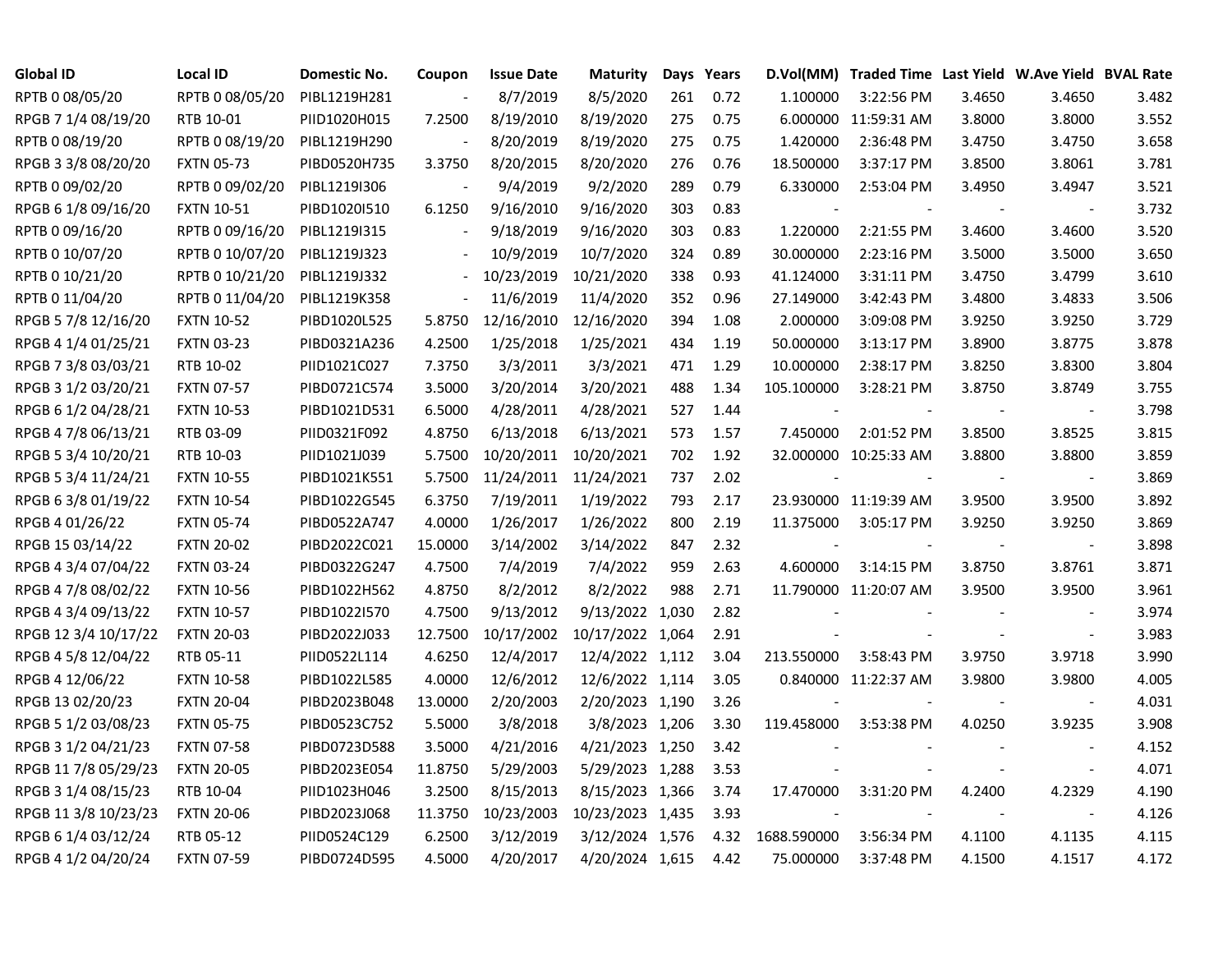| Global ID | Local ID | Domestic No. | Coupon | Issue Date | Maturity | Days | Years | D.Vol(MM) | Traded Time | Last Yield | W.Ave Yield | BVAL Rate |
|---|---|---|---|---|---|---|---|---|---|---|---|---|
| RPTB 0 08/05/20 | RPTB 0 08/05/20 | PIBL1219H281 | - | 8/7/2019 | 8/5/2020 | 261 | 0.72 | 1.100000 | 3:22:56 PM | 3.4650 | 3.4650 | 3.482 |
| RPGB 7 1/4 08/19/20 | RTB 10-01 | PIID1020H015 | 7.2500 | 8/19/2010 | 8/19/2020 | 275 | 0.75 | 6.000000 | 11:59:31 AM | 3.8000 | 3.8000 | 3.552 |
| RPTB 0 08/19/20 | RPTB 0 08/19/20 | PIBL1219H290 | - | 8/20/2019 | 8/19/2020 | 275 | 0.75 | 1.420000 | 2:36:48 PM | 3.4750 | 3.4750 | 3.658 |
| RPGB 3 3/8 08/20/20 | FXTN 05-73 | PIBD0520H735 | 3.3750 | 8/20/2015 | 8/20/2020 | 276 | 0.76 | 18.500000 | 3:37:17 PM | 3.8500 | 3.8061 | 3.781 |
| RPTB 0 09/02/20 | RPTB 0 09/02/20 | PIBL1219I306 | - | 9/4/2019 | 9/2/2020 | 289 | 0.79 | 6.330000 | 2:53:04 PM | 3.4950 | 3.4947 | 3.521 |
| RPGB 6 1/8 09/16/20 | FXTN 10-51 | PIBD1020I510 | 6.1250 | 9/16/2010 | 9/16/2020 | 303 | 0.83 | - | - | - | - | 3.732 |
| RPTB 0 09/16/20 | RPTB 0 09/16/20 | PIBL1219I315 | - | 9/18/2019 | 9/16/2020 | 303 | 0.83 | 1.220000 | 2:21:55 PM | 3.4600 | 3.4600 | 3.520 |
| RPTB 0 10/07/20 | RPTB 0 10/07/20 | PIBL1219J323 | - | 10/9/2019 | 10/7/2020 | 324 | 0.89 | 30.000000 | 2:23:16 PM | 3.5000 | 3.5000 | 3.650 |
| RPTB 0 10/21/20 | RPTB 0 10/21/20 | PIBL1219J332 | - | 10/23/2019 | 10/21/2020 | 338 | 0.93 | 41.124000 | 3:31:11 PM | 3.4750 | 3.4799 | 3.610 |
| RPTB 0 11/04/20 | RPTB 0 11/04/20 | PIBL1219K358 | - | 11/6/2019 | 11/4/2020 | 352 | 0.96 | 27.149000 | 3:42:43 PM | 3.4800 | 3.4833 | 3.506 |
| RPGB 5 7/8 12/16/20 | FXTN 10-52 | PIBD1020L525 | 5.8750 | 12/16/2010 | 12/16/2020 | 394 | 1.08 | 2.000000 | 3:09:08 PM | 3.9250 | 3.9250 | 3.729 |
| RPGB 4 1/4 01/25/21 | FXTN 03-23 | PIBD0321A236 | 4.2500 | 1/25/2018 | 1/25/2021 | 434 | 1.19 | 50.000000 | 3:13:17 PM | 3.8900 | 3.8775 | 3.878 |
| RPGB 7 3/8 03/03/21 | RTB 10-02 | PIID1021C027 | 7.3750 | 3/3/2011 | 3/3/2021 | 471 | 1.29 | 10.000000 | 2:38:17 PM | 3.8250 | 3.8300 | 3.804 |
| RPGB 3 1/2 03/20/21 | FXTN 07-57 | PIBD0721C574 | 3.5000 | 3/20/2014 | 3/20/2021 | 488 | 1.34 | 105.100000 | 3:28:21 PM | 3.8750 | 3.8749 | 3.755 |
| RPGB 6 1/2 04/28/21 | FXTN 10-53 | PIBD1021D531 | 6.5000 | 4/28/2011 | 4/28/2021 | 527 | 1.44 | - | - | - | - | 3.798 |
| RPGB 4 7/8 06/13/21 | RTB 03-09 | PIID0321F092 | 4.8750 | 6/13/2018 | 6/13/2021 | 573 | 1.57 | 7.450000 | 2:01:52 PM | 3.8500 | 3.8525 | 3.815 |
| RPGB 5 3/4 10/20/21 | RTB 10-03 | PIID1021J039 | 5.7500 | 10/20/2011 | 10/20/2021 | 702 | 1.92 | 32.000000 | 10:25:33 AM | 3.8800 | 3.8800 | 3.859 |
| RPGB 5 3/4 11/24/21 | FXTN 10-55 | PIBD1021K551 | 5.7500 | 11/24/2011 | 11/24/2021 | 737 | 2.02 | - | - | - | - | 3.869 |
| RPGB 6 3/8 01/19/22 | FXTN 10-54 | PIBD1022G545 | 6.3750 | 7/19/2011 | 1/19/2022 | 793 | 2.17 | 23.930000 | 11:19:39 AM | 3.9500 | 3.9500 | 3.892 |
| RPGB 4 01/26/22 | FXTN 05-74 | PIBD0522A747 | 4.0000 | 1/26/2017 | 1/26/2022 | 800 | 2.19 | 11.375000 | 3:05:17 PM | 3.9250 | 3.9250 | 3.869 |
| RPGB 15 03/14/22 | FXTN 20-02 | PIBD2022C021 | 15.0000 | 3/14/2002 | 3/14/2022 | 847 | 2.32 | - | - | - | - | 3.898 |
| RPGB 4 3/4 07/04/22 | FXTN 03-24 | PIBD0322G247 | 4.7500 | 7/4/2019 | 7/4/2022 | 959 | 2.63 | 4.600000 | 3:14:15 PM | 3.8750 | 3.8761 | 3.871 |
| RPGB 4 7/8 08/02/22 | FXTN 10-56 | PIBD1022H562 | 4.8750 | 8/2/2012 | 8/2/2022 | 988 | 2.71 | 11.790000 | 11:20:07 AM | 3.9500 | 3.9500 | 3.961 |
| RPGB 4 3/4 09/13/22 | FXTN 10-57 | PIBD1022I570 | 4.7500 | 9/13/2012 | 9/13/2022 | 1,030 | 2.82 | - | - | - | - | 3.974 |
| RPGB 12 3/4 10/17/22 | FXTN 20-03 | PIBD2022J033 | 12.7500 | 10/17/2002 | 10/17/2022 | 1,064 | 2.91 | - | - | - | - | 3.983 |
| RPGB 4 5/8 12/04/22 | RTB 05-11 | PIID0522L114 | 4.6250 | 12/4/2017 | 12/4/2022 | 1,112 | 3.04 | 213.550000 | 3:58:43 PM | 3.9750 | 3.9718 | 3.990 |
| RPGB 4 12/06/22 | FXTN 10-58 | PIBD1022L585 | 4.0000 | 12/6/2012 | 12/6/2022 | 1,114 | 3.05 | 0.840000 | 11:22:37 AM | 3.9800 | 3.9800 | 4.005 |
| RPGB 13 02/20/23 | FXTN 20-04 | PIBD2023B048 | 13.0000 | 2/20/2003 | 2/20/2023 | 1,190 | 3.26 | - | - | - | - | 4.031 |
| RPGB 5 1/2 03/08/23 | FXTN 05-75 | PIBD0523C752 | 5.5000 | 3/8/2018 | 3/8/2023 | 1,206 | 3.30 | 119.458000 | 3:53:38 PM | 4.0250 | 3.9235 | 3.908 |
| RPGB 3 1/2 04/21/23 | FXTN 07-58 | PIBD0723D588 | 3.5000 | 4/21/2016 | 4/21/2023 | 1,250 | 3.42 | - | - | - | - | 4.152 |
| RPGB 11 7/8 05/29/23 | FXTN 20-05 | PIBD2023E054 | 11.8750 | 5/29/2003 | 5/29/2023 | 1,288 | 3.53 | - | - | - | - | 4.071 |
| RPGB 3 1/4 08/15/23 | RTB 10-04 | PIID1023H046 | 3.2500 | 8/15/2013 | 8/15/2023 | 1,366 | 3.74 | 17.470000 | 3:31:20 PM | 4.2400 | 4.2329 | 4.190 |
| RPGB 11 3/8 10/23/23 | FXTN 20-06 | PIBD2023J068 | 11.3750 | 10/23/2003 | 10/23/2023 | 1,435 | 3.93 | - | - | - | - | 4.126 |
| RPGB 6 1/4 03/12/24 | RTB 05-12 | PIID0524C129 | 6.2500 | 3/12/2019 | 3/12/2024 | 1,576 | 4.32 | 1688.590000 | 3:56:34 PM | 4.1100 | 4.1135 | 4.115 |
| RPGB 4 1/2 04/20/24 | FXTN 07-59 | PIBD0724D595 | 4.5000 | 4/20/2017 | 4/20/2024 | 1,615 | 4.42 | 75.000000 | 3:37:48 PM | 4.1500 | 4.1517 | 4.172 |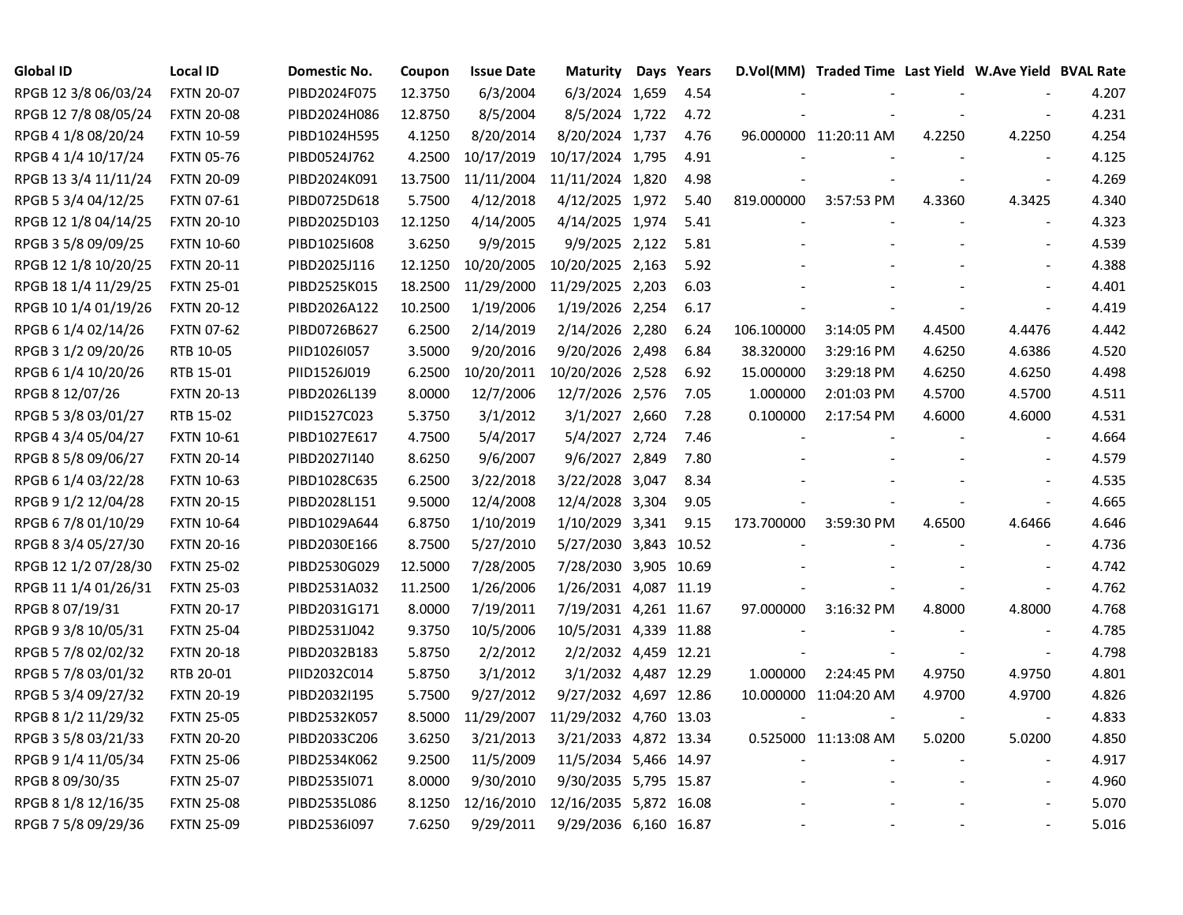| Global ID | Local ID | Domestic No. | Coupon | Issue Date | Maturity | Days | Years | D.Vol(MM) | Traded Time | Last Yield | W.Ave Yield | BVAL Rate |
|---|---|---|---|---|---|---|---|---|---|---|---|---|
| RPGB 12 3/8 06/03/24 | FXTN 20-07 | PIBD2024F075 | 12.3750 | 6/3/2004 | 6/3/2024 | 1,659 | 4.54 | - | - | - | - | 4.207 |
| RPGB 12 7/8 08/05/24 | FXTN 20-08 | PIBD2024H086 | 12.8750 | 8/5/2004 | 8/5/2024 | 1,722 | 4.72 | - | - | - | - | 4.231 |
| RPGB 4 1/8 08/20/24 | FXTN 10-59 | PIBD1024H595 | 4.1250 | 8/20/2014 | 8/20/2024 | 1,737 | 4.76 | 96.000000 | 11:20:11 AM | 4.2250 | 4.2250 | 4.254 |
| RPGB 4 1/4 10/17/24 | FXTN 05-76 | PIBD0524J762 | 4.2500 | 10/17/2019 | 10/17/2024 | 1,795 | 4.91 | - | - | - | - | 4.125 |
| RPGB 13 3/4 11/11/24 | FXTN 20-09 | PIBD2024K091 | 13.7500 | 11/11/2004 | 11/11/2024 | 1,820 | 4.98 | - | - | - | - | 4.269 |
| RPGB 5 3/4 04/12/25 | FXTN 07-61 | PIBD0725D618 | 5.7500 | 4/12/2018 | 4/12/2025 | 1,972 | 5.40 | 819.000000 | 3:57:53 PM | 4.3360 | 4.3425 | 4.340 |
| RPGB 12 1/8 04/14/25 | FXTN 20-10 | PIBD2025D103 | 12.1250 | 4/14/2005 | 4/14/2025 | 1,974 | 5.41 | - | - | - | - | 4.323 |
| RPGB 3 5/8 09/09/25 | FXTN 10-60 | PIBD1025I608 | 3.6250 | 9/9/2015 | 9/9/2025 | 2,122 | 5.81 | - | - | - | - | 4.539 |
| RPGB 12 1/8 10/20/25 | FXTN 20-11 | PIBD2025J116 | 12.1250 | 10/20/2005 | 10/20/2025 | 2,163 | 5.92 | - | - | - | - | 4.388 |
| RPGB 18 1/4 11/29/25 | FXTN 25-01 | PIBD2525K015 | 18.2500 | 11/29/2000 | 11/29/2025 | 2,203 | 6.03 | - | - | - | - | 4.401 |
| RPGB 10 1/4 01/19/26 | FXTN 20-12 | PIBD2026A122 | 10.2500 | 1/19/2006 | 1/19/2026 | 2,254 | 6.17 | - | - | - | - | 4.419 |
| RPGB 6 1/4 02/14/26 | FXTN 07-62 | PIBD0726B627 | 6.2500 | 2/14/2019 | 2/14/2026 | 2,280 | 6.24 | 106.100000 | 3:14:05 PM | 4.4500 | 4.4476 | 4.442 |
| RPGB 3 1/2 09/20/26 | RTB 10-05 | PIID1026I057 | 3.5000 | 9/20/2016 | 9/20/2026 | 2,498 | 6.84 | 38.320000 | 3:29:16 PM | 4.6250 | 4.6386 | 4.520 |
| RPGB 6 1/4 10/20/26 | RTB 15-01 | PIID1526J019 | 6.2500 | 10/20/2011 | 10/20/2026 | 2,528 | 6.92 | 15.000000 | 3:29:18 PM | 4.6250 | 4.6250 | 4.498 |
| RPGB 8 12/07/26 | FXTN 20-13 | PIBD2026L139 | 8.0000 | 12/7/2006 | 12/7/2026 | 2,576 | 7.05 | 1.000000 | 2:01:03 PM | 4.5700 | 4.5700 | 4.511 |
| RPGB 5 3/8 03/01/27 | RTB 15-02 | PIID1527C023 | 5.3750 | 3/1/2012 | 3/1/2027 | 2,660 | 7.28 | 0.100000 | 2:17:54 PM | 4.6000 | 4.6000 | 4.531 |
| RPGB 4 3/4 05/04/27 | FXTN 10-61 | PIBD1027E617 | 4.7500 | 5/4/2017 | 5/4/2027 | 2,724 | 7.46 | - | - | - | - | 4.664 |
| RPGB 8 5/8 09/06/27 | FXTN 20-14 | PIBD2027I140 | 8.6250 | 9/6/2007 | 9/6/2027 | 2,849 | 7.80 | - | - | - | - | 4.579 |
| RPGB 6 1/4 03/22/28 | FXTN 10-63 | PIBD1028C635 | 6.2500 | 3/22/2018 | 3/22/2028 | 3,047 | 8.34 | - | - | - | - | 4.535 |
| RPGB 9 1/2 12/04/28 | FXTN 20-15 | PIBD2028L151 | 9.5000 | 12/4/2008 | 12/4/2028 | 3,304 | 9.05 | - | - | - | - | 4.665 |
| RPGB 6 7/8 01/10/29 | FXTN 10-64 | PIBD1029A644 | 6.8750 | 1/10/2019 | 1/10/2029 | 3,341 | 9.15 | 173.700000 | 3:59:30 PM | 4.6500 | 4.6466 | 4.646 |
| RPGB 8 3/4 05/27/30 | FXTN 20-16 | PIBD2030E166 | 8.7500 | 5/27/2010 | 5/27/2030 | 3,843 | 10.52 | - | - | - | - | 4.736 |
| RPGB 12 1/2 07/28/30 | FXTN 25-02 | PIBD2530G029 | 12.5000 | 7/28/2005 | 7/28/2030 | 3,905 | 10.69 | - | - | - | - | 4.742 |
| RPGB 11 1/4 01/26/31 | FXTN 25-03 | PIBD2531A032 | 11.2500 | 1/26/2006 | 1/26/2031 | 4,087 | 11.19 | - | - | - | - | 4.762 |
| RPGB 8 07/19/31 | FXTN 20-17 | PIBD2031G171 | 8.0000 | 7/19/2011 | 7/19/2031 | 4,261 | 11.67 | 97.000000 | 3:16:32 PM | 4.8000 | 4.8000 | 4.768 |
| RPGB 9 3/8 10/05/31 | FXTN 25-04 | PIBD2531J042 | 9.3750 | 10/5/2006 | 10/5/2031 | 4,339 | 11.88 | - | - | - | - | 4.785 |
| RPGB 5 7/8 02/02/32 | FXTN 20-18 | PIBD2032B183 | 5.8750 | 2/2/2012 | 2/2/2032 | 4,459 | 12.21 | - | - | - | - | 4.798 |
| RPGB 5 7/8 03/01/32 | RTB 20-01 | PIID2032C014 | 5.8750 | 3/1/2012 | 3/1/2032 | 4,487 | 12.29 | 1.000000 | 2:24:45 PM | 4.9750 | 4.9750 | 4.801 |
| RPGB 5 3/4 09/27/32 | FXTN 20-19 | PIBD2032I195 | 5.7500 | 9/27/2012 | 9/27/2032 | 4,697 | 12.86 | 10.000000 | 11:04:20 AM | 4.9700 | 4.9700 | 4.826 |
| RPGB 8 1/2 11/29/32 | FXTN 25-05 | PIBD2532K057 | 8.5000 | 11/29/2007 | 11/29/2032 | 4,760 | 13.03 | - | - | - | - | 4.833 |
| RPGB 3 5/8 03/21/33 | FXTN 20-20 | PIBD2033C206 | 3.6250 | 3/21/2013 | 3/21/2033 | 4,872 | 13.34 | 0.525000 | 11:13:08 AM | 5.0200 | 5.0200 | 4.850 |
| RPGB 9 1/4 11/05/34 | FXTN 25-06 | PIBD2534K062 | 9.2500 | 11/5/2009 | 11/5/2034 | 5,466 | 14.97 | - | - | - | - | 4.917 |
| RPGB 8 09/30/35 | FXTN 25-07 | PIBD2535I071 | 8.0000 | 9/30/2010 | 9/30/2035 | 5,795 | 15.87 | - | - | - | - | 4.960 |
| RPGB 8 1/8 12/16/35 | FXTN 25-08 | PIBD2535L086 | 8.1250 | 12/16/2010 | 12/16/2035 | 5,872 | 16.08 | - | - | - | - | 5.070 |
| RPGB 7 5/8 09/29/36 | FXTN 25-09 | PIBD2536I097 | 7.6250 | 9/29/2011 | 9/29/2036 | 6,160 | 16.87 | - | - | - | - | 5.016 |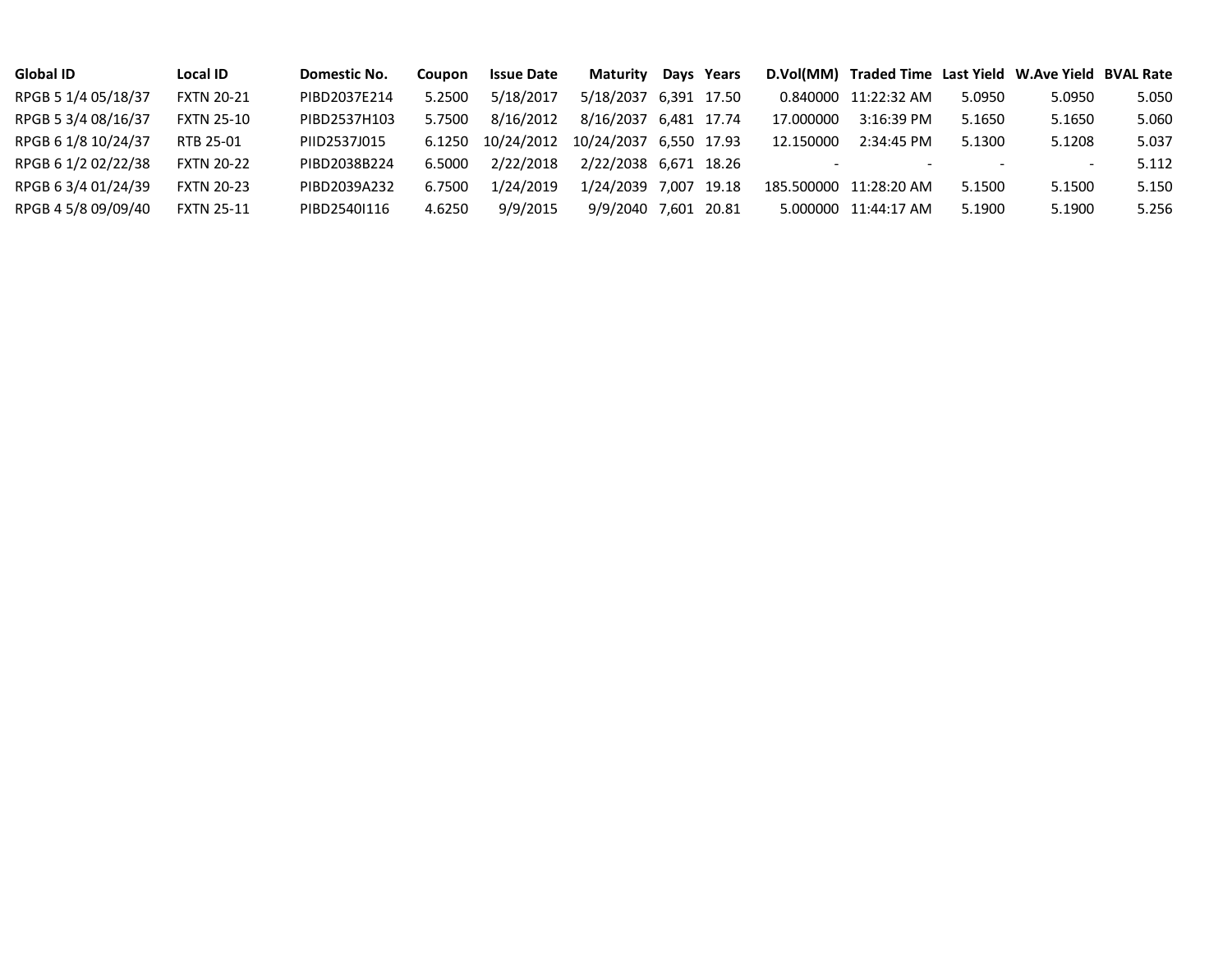| Global ID | Local ID | Domestic No. | Coupon | Issue Date | Maturity | Days | Years | D.Vol(MM) | Traded Time | Last Yield | W.Ave Yield | BVAL Rate |
|---|---|---|---|---|---|---|---|---|---|---|---|---|
| RPGB 5 1/4 05/18/37 | FXTN 20-21 | PIBD2037E214 | 5.2500 | 5/18/2017 | 5/18/2037 | 6,391 | 17.50 | 0.840000 | 11:22:32 AM | 5.0950 | 5.0950 | 5.050 |
| RPGB 5 3/4 08/16/37 | FXTN 25-10 | PIBD2537H103 | 5.7500 | 8/16/2012 | 8/16/2037 | 6,481 | 17.74 | 17.000000 | 3:16:39 PM | 5.1650 | 5.1650 | 5.060 |
| RPGB 6 1/8 10/24/37 | RTB 25-01 | PIID2537J015 | 6.1250 | 10/24/2012 | 10/24/2037 | 6,550 | 17.93 | 12.150000 | 2:34:45 PM | 5.1300 | 5.1208 | 5.037 |
| RPGB 6 1/2 02/22/38 | FXTN 20-22 | PIBD2038B224 | 6.5000 | 2/22/2018 | 2/22/2038 | 6,671 | 18.26 | - | - | - | - | 5.112 |
| RPGB 6 3/4 01/24/39 | FXTN 20-23 | PIBD2039A232 | 6.7500 | 1/24/2019 | 1/24/2039 | 7,007 | 19.18 | 185.500000 | 11:28:20 AM | 5.1500 | 5.1500 | 5.150 |
| RPGB 4 5/8 09/09/40 | FXTN 25-11 | PIBD2540I116 | 4.6250 | 9/9/2015 | 9/9/2040 | 7,601 | 20.81 | 5.000000 | 11:44:17 AM | 5.1900 | 5.1900 | 5.256 |